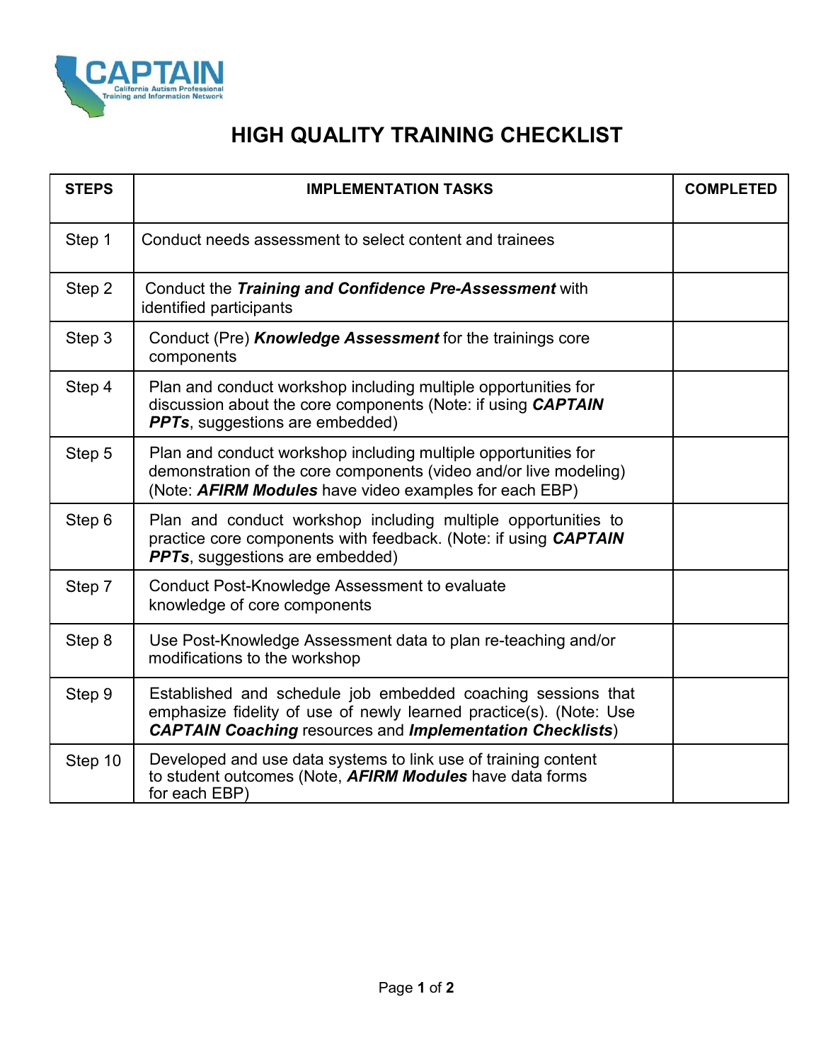CAPTAIN

California Autism Professional Training and Information Network

# HIGH QUALITY TRAINING CHECKLIST

| STEPS | IMPLEMENTATION TASKS | COMPLETED |
|---|---|---|
| Step 1 | Conduct needs assessment to select content and trainees | |
| Step 2 | Conduct the ***Training and Confidence Pre-Assessment*** with identified participants | |
| Step 3 | Conduct (Pre) ***Knowledge Assessment*** for the trainings core components | |
| Step 4 | Plan and conduct workshop including multiple opportunities for discussion about the core components (Note: if using ***CAPTAIN PPTs***, suggestions are embedded) | |
| Step 5 | Plan and conduct workshop including multiple opportunities for demonstration of the core components (video and/or live modeling) (Note: ***AFIRM Modules*** have video examples for each EBP) | |
| Step 6 | Plan and conduct workshop including multiple opportunities to practice core components with feedback. (Note: if using ***CAPTAIN PPTs***, suggestions are embedded) | |
| Step 7 | Conduct Post-Knowledge Assessment to evaluate knowledge of core components | |
| Step 8 | Use Post-Knowledge Assessment data to plan re-teaching and/or modifications to the workshop | |
| Step 9 | Established and schedule job embedded coaching sessions that emphasize fidelity of use of newly learned practice(s). (Note: Use ***CAPTAIN Coaching*** resources and ***Implementation Checklists***) | |
| Step 10 | Developed and use data systems to link use of training content to student outcomes (Note, ***AFIRM Modules*** have data forms for each EBP) | |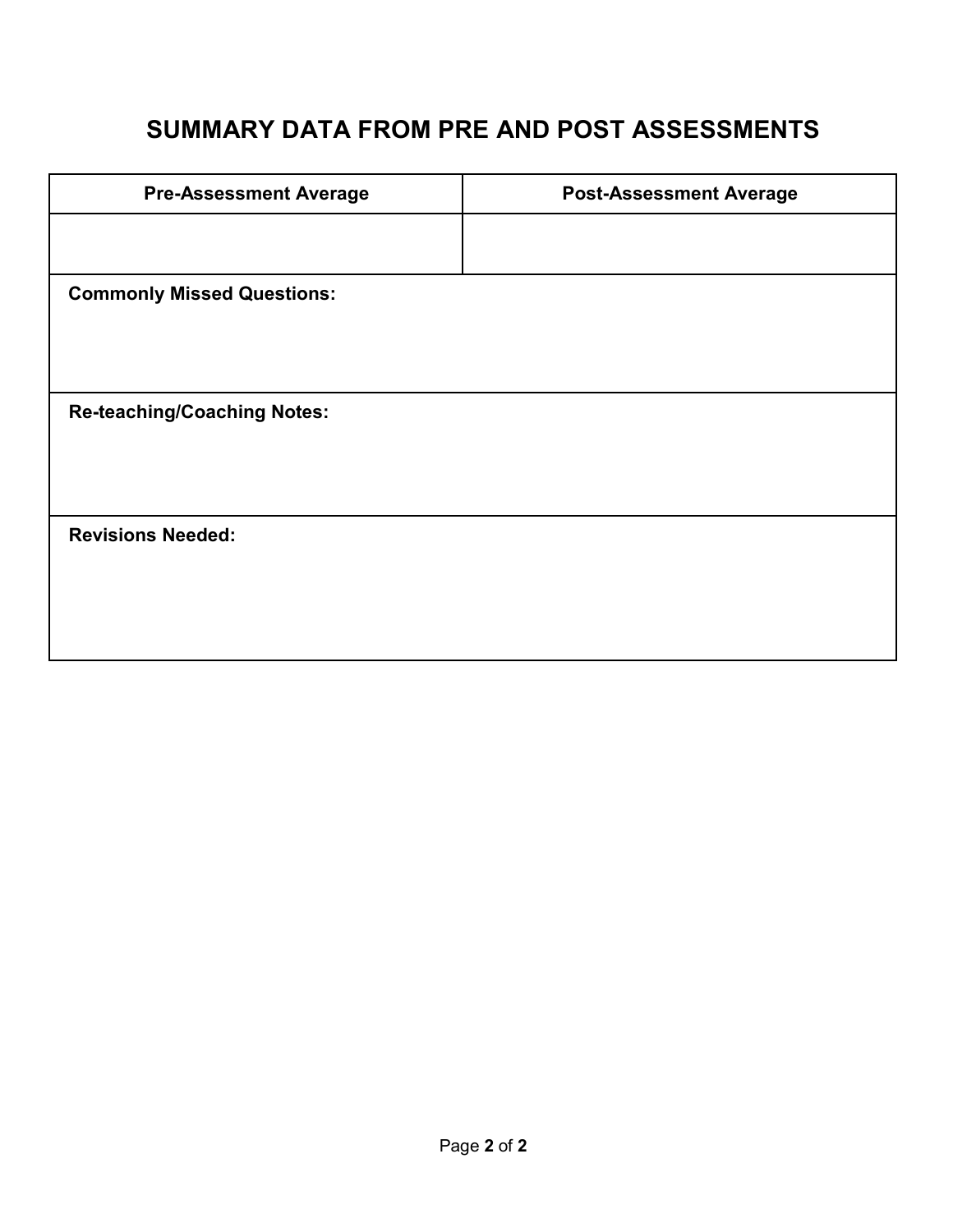# SUMMARY DATA FROM PRE AND POST ASSESSMENTS

| Pre-Assessment Average | Post-Assessment Average |
| --- | --- |
| | |
| **Commonly Missed Questions:** | |
| **Re-teaching/Coaching Notes:** | |
| **Revisions Needed:** | |